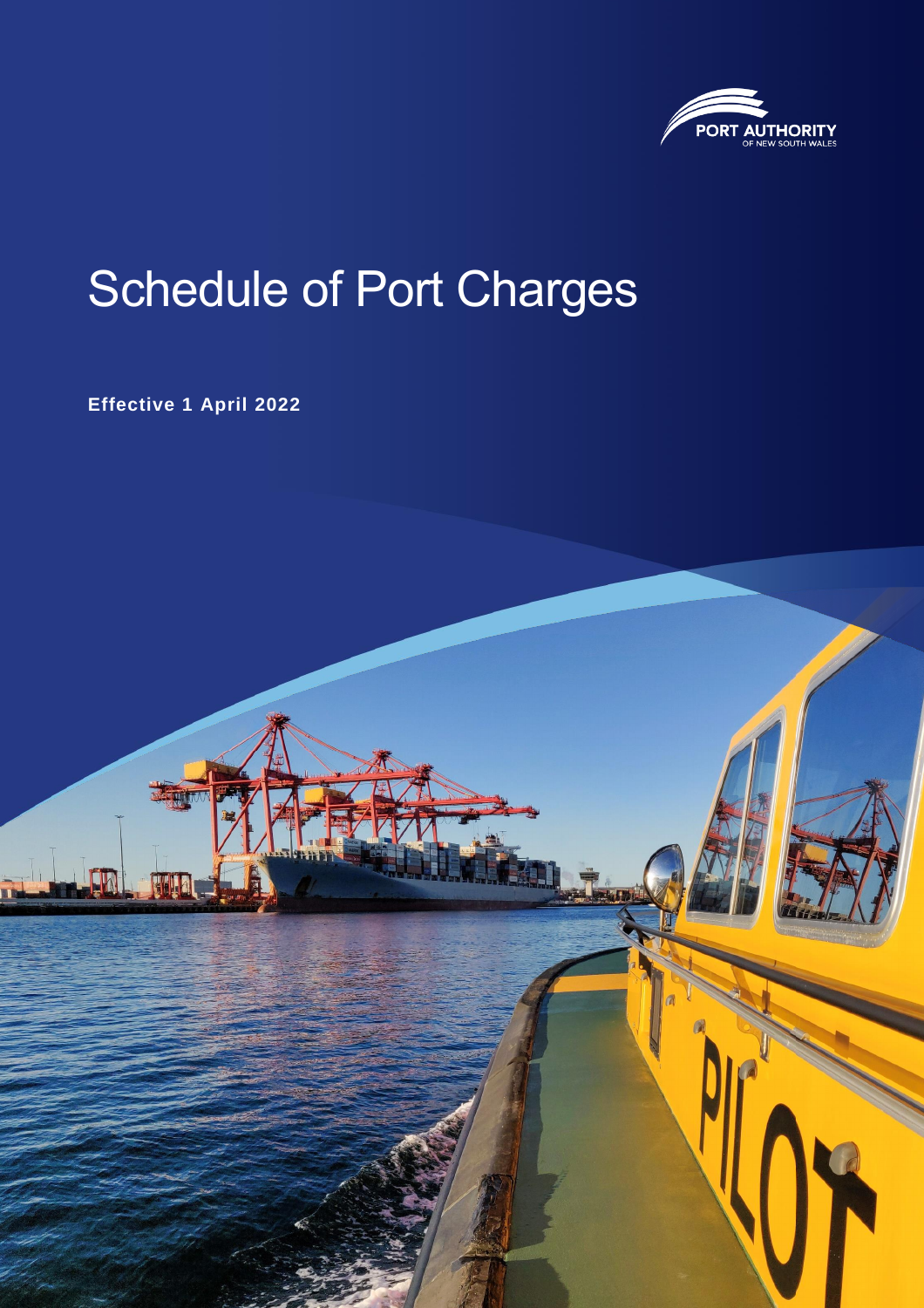PORT AUTHORITY
OF NEW SOUTH WALES

# Schedule of Port Charges

**Effective 1 April 2022**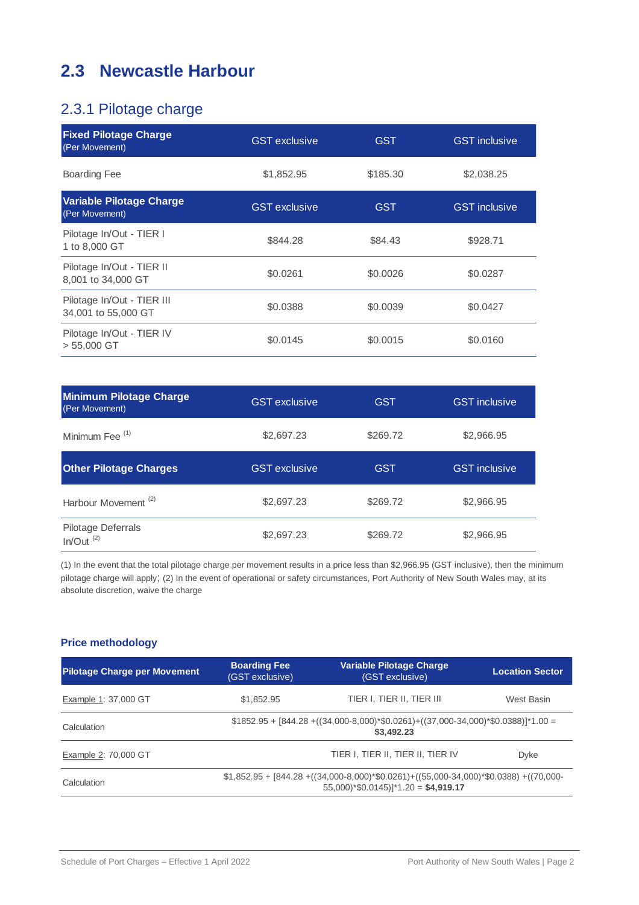## 2.3 Newcastle Harbour

### 2.3.1 Pilotage charge

| **Fixed Pilotage Charge** (Per Movement) | GST exclusive | GST | GST inclusive |
|---|---|---|---|
| Boarding Fee | $1,852.95 | $185.30 | $2,038.25 |
| **Variable Pilotage Charge** (Per Movement) | GST exclusive | GST | GST inclusive |
| Pilotage In/Out - TIER I 1 to 8,000 GT | $844.28 | $84.43 | $928.71 |
| Pilotage In/Out - TIER II 8,001 to 34,000 GT | $0.0261 | $0.0026 | $0.0287 |
| Pilotage In/Out - TIER III 34,001 to 55,000 GT | $0.0388 | $0.0039 | $0.0427 |
| Pilotage In/Out - TIER IV > 55,000 GT | $0.0145 | $0.0015 | $0.0160 |

| **Minimum Pilotage Charge** (Per Movement) | GST exclusive | GST | GST inclusive |
|---|---|---|---|
| Minimum Fee (1) | $2,697.23 | $269.72 | $2,966.95 |
| **Other Pilotage Charges** | GST exclusive | GST | GST inclusive |
| Harbour Movement (2) | $2,697.23 | $269.72 | $2,966.95 |
| Pilotage Deferrals In/Out (2) | $2,697.23 | $269.72 | $2,966.95 |

(1) In the event that the total pilotage charge per movement results in a price less than $2,966.95 (GST inclusive), then the minimum pilotage charge will apply; (2) In the event of operational or safety circumstances, Port Authority of New South Wales may, at its absolute discretion, waive the charge

#### Price methodology

| Pilotage Charge per Movement | Boarding Fee (GST exclusive) | Variable Pilotage Charge (GST exclusive) | Location Sector |
|---|---|---|---|
| Example 1: 37,000 GT | $1,852.95 | TIER I, TIER II, TIER III | West Basin |
| Calculation | $1852.95 + [844.28 +((34,000-8,000)*$0.0261)+((37,000-34,000)*$0.0388)]*1.00 = **$3,492.23** | | |
| Example 2: 70,000 GT | | TIER I, TIER II, TIER II, TIER IV | Dyke |
| Calculation | $1,852.95 + [844.28 +((34,000-8,000)*$0.0261)+((55,000-34,000)*$0.0388) +((70,000-55,000)*$0.0145)]*1.20 = **$4,919.17** | | |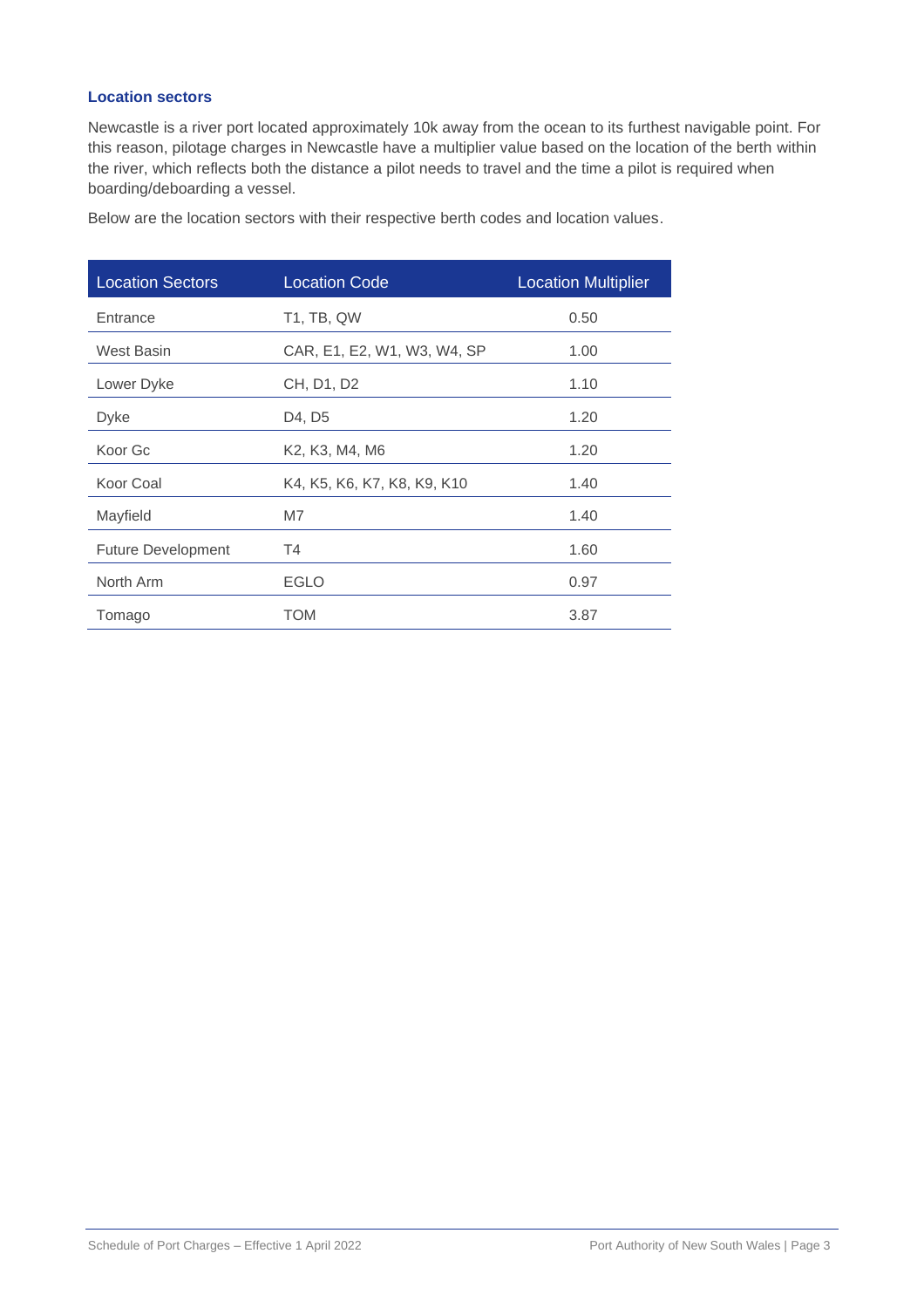### Location sectors

Newcastle is a river port located approximately 10k away from the ocean to its furthest navigable point. For this reason, pilotage charges in Newcastle have a multiplier value based on the location of the berth within the river, which reflects both the distance a pilot needs to travel and the time a pilot is required when boarding/deboarding a vessel.

Below are the location sectors with their respective berth codes and location values.

| Location Sectors | Location Code | Location Multiplier |
|---|---|---|
| Entrance | T1, TB, QW | 0.50 |
| West Basin | CAR, E1, E2, W1, W3, W4, SP | 1.00 |
| Lower Dyke | CH, D1, D2 | 1.10 |
| Dyke | D4, D5 | 1.20 |
| Koor Gc | K2, K3, M4, M6 | 1.20 |
| Koor Coal | K4, K5, K6, K7, K8, K9, K10 | 1.40 |
| Mayfield | M7 | 1.40 |
| Future Development | T4 | 1.60 |
| North Arm | EGLO | 0.97 |
| Tomago | TOM | 3.87 |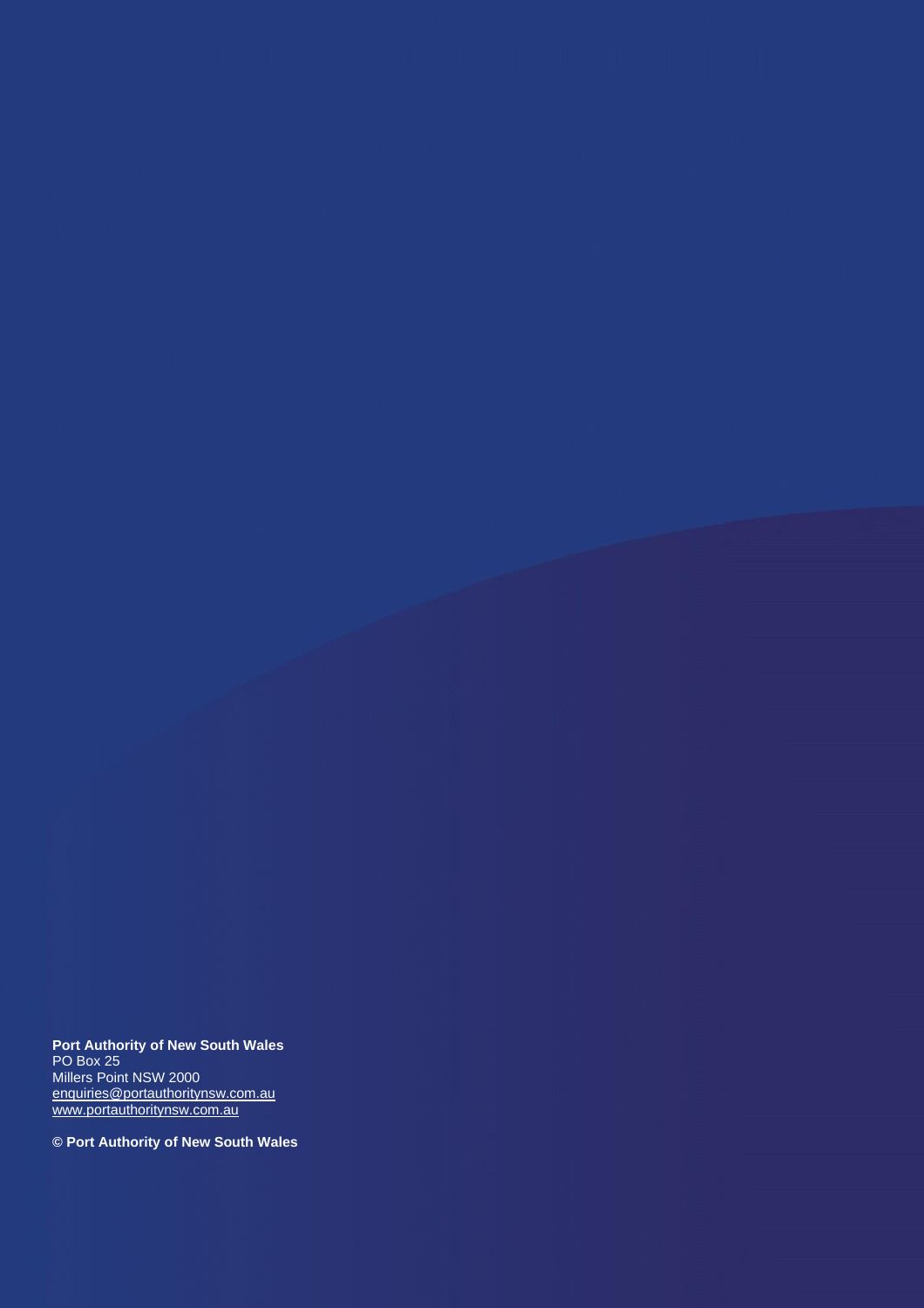**Port Authority of New South Wales**
PO Box 25
Millers Point NSW 2000
enquiries@portauthoritynsw.com.au
www.portauthoritynsw.com.au

**© Port Authority of New South Wales**